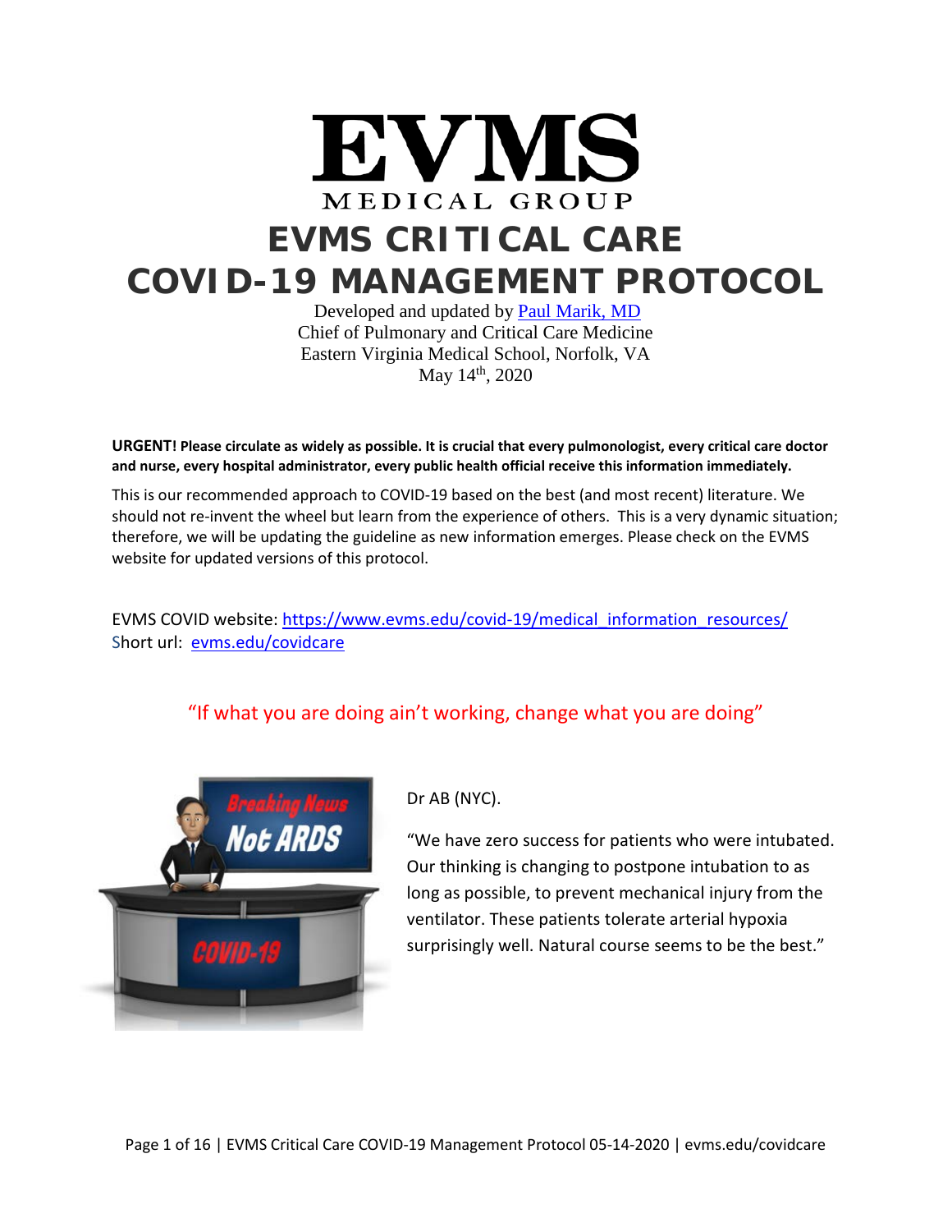# EVMS

MEDICAL GROUP

# EVMS CRITICAL CARE COVID-19 MANAGEMENT PROTOCOL

Developed and updated by [Paul Marik, MD]
Chief of Pulmonary and Critical Care Medicine
Eastern Virginia Medical School, Norfolk, VA
May 14th, 2020

**URGENT! Please circulate as widely as possible. It is crucial that every pulmonologist, every critical care doctor and nurse, every hospital administrator, every public health official receive this information immediately.**

This is our recommended approach to COVID-19 based on the best (and most recent) literature. We should not re-invent the wheel but learn from the experience of others. This is a very dynamic situation; therefore, we will be updating the guideline as new information emerges. Please check on the EVMS website for updated versions of this protocol.

EVMS COVID website: https://www.evms.edu/covid-19/medical_information_resources/
Short url: evms.edu/covidcare

"If what you are doing ain't working, change what you are doing"

Dr AB (NYC).

"We have zero success for patients who were intubated. Our thinking is changing to postpone intubation to as long as possible, to prevent mechanical injury from the ventilator. These patients tolerate arterial hypoxia surprisingly well. Natural course seems to be the best."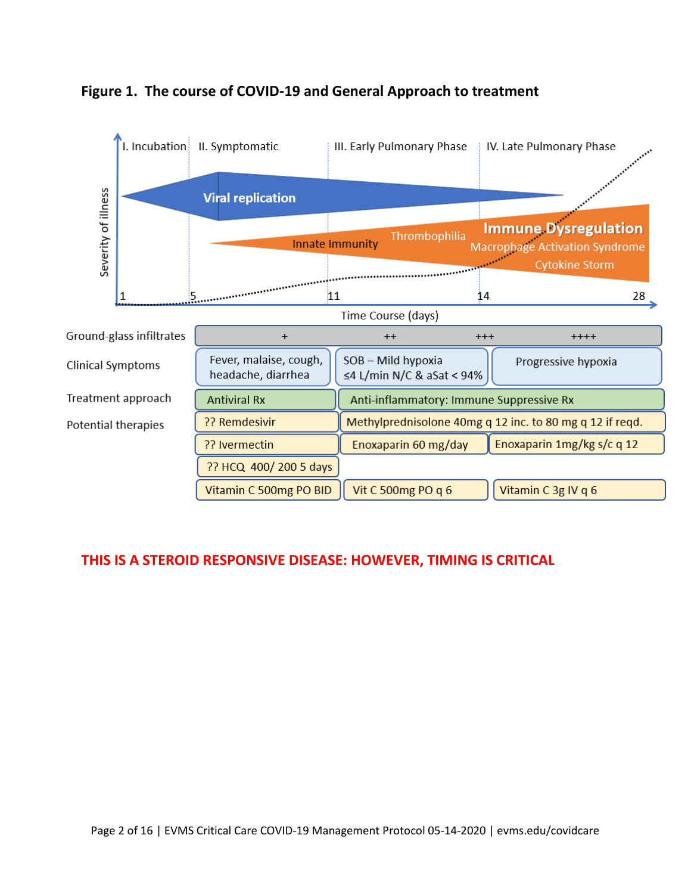**Figure 1. The course of COVID-19 and General Approach to treatment**

I. Incubation | II. Symptomatic | III. Early Pulmonary Phase | IV. Late Pulmonary Phase

Severity of illness

Viral replication

Innate Immunity | Thrombophilia | Immune Dysregulation | Macrophage Activation Syndrome | Cytokine Storm

Time Course (days): 1, 5, 11, 14, 28

| | | | |
|---|---|---|---|
| Ground-glass infiltrates | + | ++ / +++ | ++++ |
| Clinical Symptoms | Fever, malaise, cough, headache, diarrhea | SOB – Mild hypoxia ≤4 L/min N/C & aSat < 94% | Progressive hypoxia |
| Treatment approach | Antiviral Rx | Anti-inflammatory: Immune Suppressive Rx | |
| Potential therapies | ?? Remdesivir | Methylprednisolone 40mg q 12 inc. to 80 mg q 12 if reqd. | |
| | ?? Ivermectin | Enoxaparin 60 mg/day | Enoxaparin 1mg/kg s/c q 12 |
| | ?? HCQ 400/ 200 5 days | | |
| | Vitamin C 500mg PO BID | Vit C 500mg PO q 6 | Vitamin C 3g IV q 6 |

**THIS IS A STEROID RESPONSIVE DISEASE: HOWEVER, TIMING IS CRITICAL**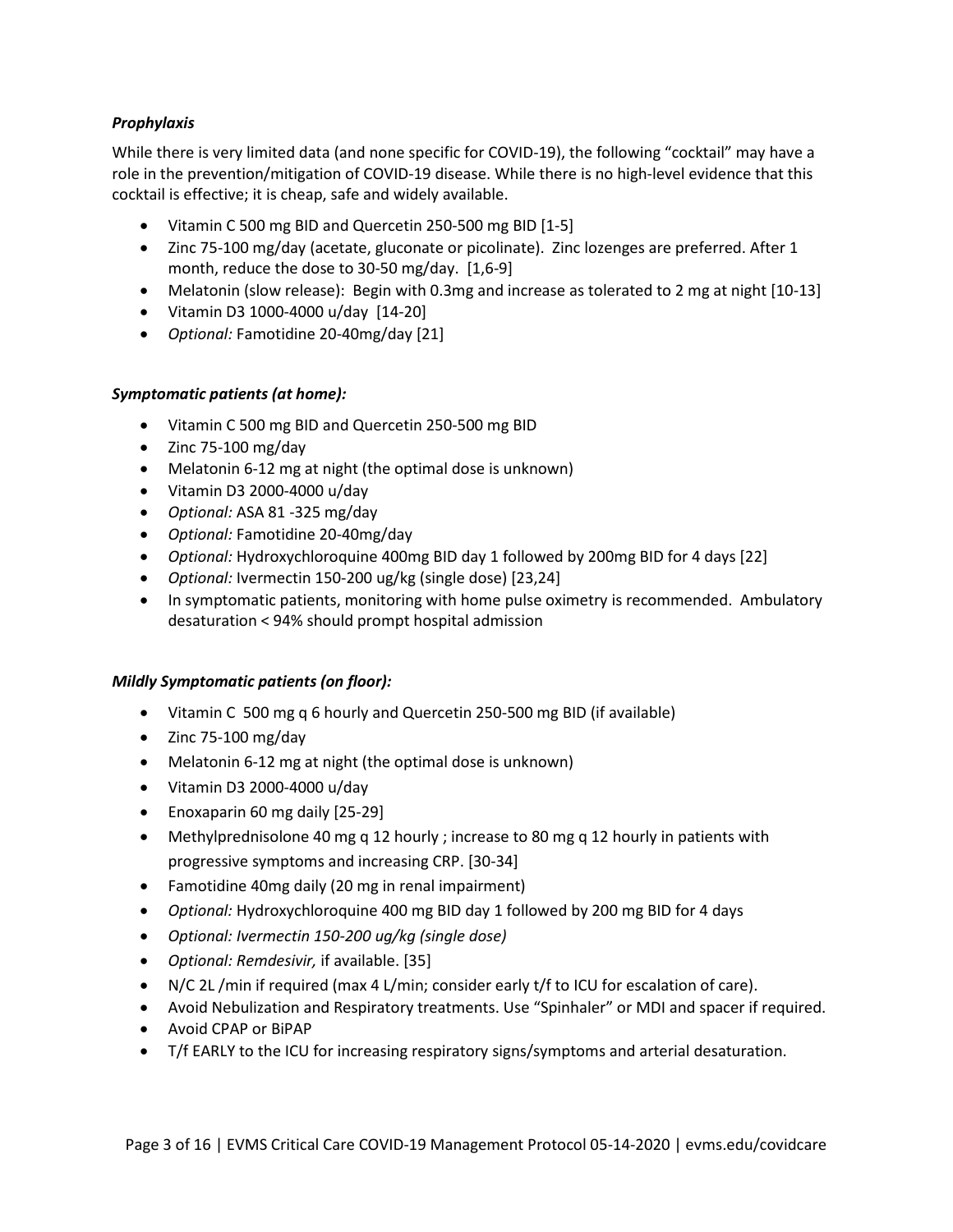***Prophylaxis***

While there is very limited data (and none specific for COVID-19), the following "cocktail" may have a role in the prevention/mitigation of COVID-19 disease. While there is no high-level evidence that this cocktail is effective; it is cheap, safe and widely available.

- Vitamin C 500 mg BID and Quercetin 250-500 mg BID [1-5]
- Zinc 75-100 mg/day (acetate, gluconate or picolinate). Zinc lozenges are preferred. After 1 month, reduce the dose to 30-50 mg/day. [1,6-9]
- Melatonin (slow release): Begin with 0.3mg and increase as tolerated to 2 mg at night [10-13]
- Vitamin D3 1000-4000 u/day [14-20]
- *Optional:* Famotidine 20-40mg/day [21]

***Symptomatic patients (at home):***

- Vitamin C 500 mg BID and Quercetin 250-500 mg BID
- Zinc 75-100 mg/day
- Melatonin 6-12 mg at night (the optimal dose is unknown)
- Vitamin D3 2000-4000 u/day
- *Optional:* ASA 81 -325 mg/day
- *Optional:* Famotidine 20-40mg/day
- *Optional:* Hydroxychloroquine 400mg BID day 1 followed by 200mg BID for 4 days [22]
- *Optional:* Ivermectin 150-200 ug/kg (single dose) [23,24]
- In symptomatic patients, monitoring with home pulse oximetry is recommended. Ambulatory desaturation < 94% should prompt hospital admission

***Mildly Symptomatic patients (on floor):***

- Vitamin C 500 mg q 6 hourly and Quercetin 250-500 mg BID (if available)
- Zinc 75-100 mg/day
- Melatonin 6-12 mg at night (the optimal dose is unknown)
- Vitamin D3 2000-4000 u/day
- Enoxaparin 60 mg daily [25-29]
- Methylprednisolone 40 mg q 12 hourly ; increase to 80 mg q 12 hourly in patients with progressive symptoms and increasing CRP. [30-34]
- Famotidine 40mg daily (20 mg in renal impairment)
- *Optional:* Hydroxychloroquine 400 mg BID day 1 followed by 200 mg BID for 4 days
- *Optional: Ivermectin 150-200 ug/kg (single dose)*
- *Optional: Remdesivir,* if available. [35]
- N/C 2L /min if required (max 4 L/min; consider early t/f to ICU for escalation of care).
- Avoid Nebulization and Respiratory treatments. Use "Spinhaler" or MDI and spacer if required.
- Avoid CPAP or BiPAP
- T/f EARLY to the ICU for increasing respiratory signs/symptoms and arterial desaturation.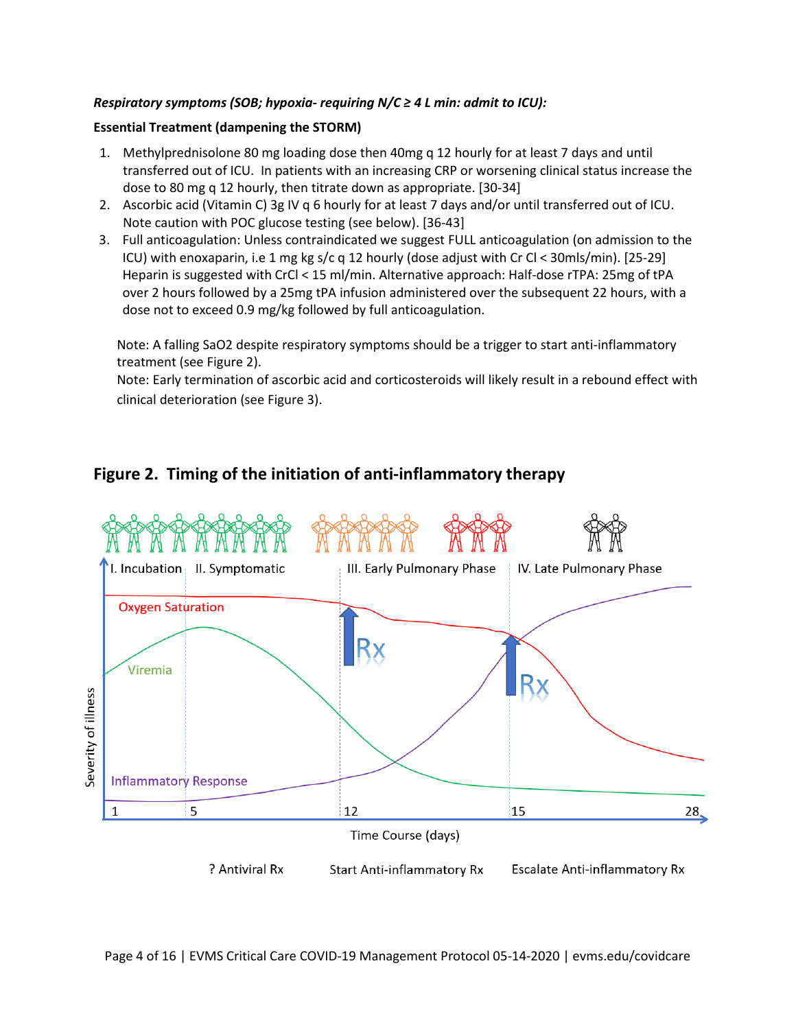***Respiratory symptoms (SOB; hypoxia- requiring N/C ≥ 4 L min: admit to ICU):***

**Essential Treatment (dampening the STORM)**

1. Methylprednisolone 80 mg loading dose then 40mg q 12 hourly for at least 7 days and until transferred out of ICU. In patients with an increasing CRP or worsening clinical status increase the dose to 80 mg q 12 hourly, then titrate down as appropriate. [30-34]
2. Ascorbic acid (Vitamin C) 3g IV q 6 hourly for at least 7 days and/or until transferred out of ICU. Note caution with POC glucose testing (see below). [36-43]
3. Full anticoagulation: Unless contraindicated we suggest FULL anticoagulation (on admission to the ICU) with enoxaparin, i.e 1 mg kg s/c q 12 hourly (dose adjust with Cr Cl < 30mls/min). [25-29] Heparin is suggested with CrCl < 15 ml/min. Alternative approach: Half-dose rTPA: 25mg of tPA over 2 hours followed by a 25mg tPA infusion administered over the subsequent 22 hours, with a dose not to exceed 0.9 mg/kg followed by full anticoagulation.

Note: A falling SaO2 despite respiratory symptoms should be a trigger to start anti-inflammatory treatment (see Figure 2).
Note: Early termination of ascorbic acid and corticosteroids will likely result in a rebound effect with clinical deterioration (see Figure 3).

## Figure 2. Timing of the initiation of anti-inflammatory therapy

I. Incubation | II. Symptomatic | III. Early Pulmonary Phase | IV. Late Pulmonary Phase

Oxygen Saturation — Viremia — Inflammatory Response

Severity of illness vs. Time Course (days): 1, 5, 12, 15, 28

Rx (day 12) — Rx (day 15)

? Antiviral Rx — Start Anti-inflammatory Rx — Escalate Anti-inflammatory Rx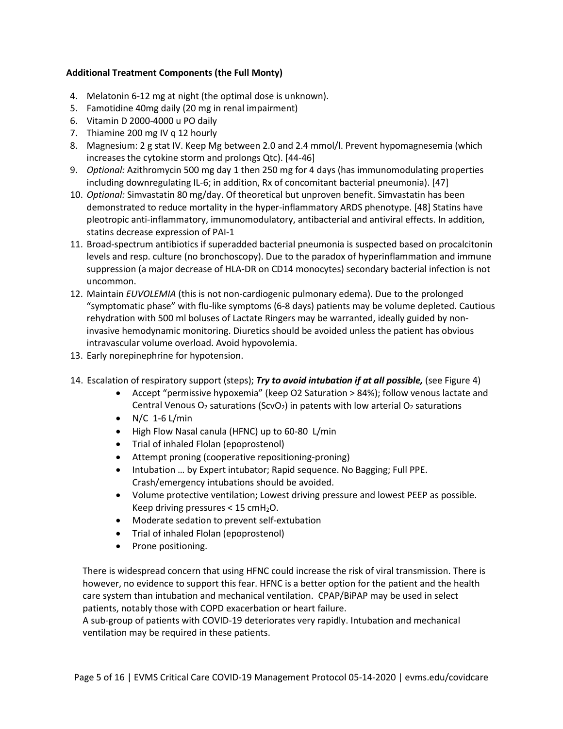**Additional Treatment Components (the Full Monty)**

4. Melatonin 6-12 mg at night (the optimal dose is unknown).
5. Famotidine 40mg daily (20 mg in renal impairment)
6. Vitamin D 2000-4000 u PO daily
7. Thiamine 200 mg IV q 12 hourly
8. Magnesium: 2 g stat IV. Keep Mg between 2.0 and 2.4 mmol/l. Prevent hypomagnesemia (which increases the cytokine storm and prolongs Qtc). [44-46]
9. *Optional:* Azithromycin 500 mg day 1 then 250 mg for 4 days (has immunomodulating properties including downregulating IL-6; in addition, Rx of concomitant bacterial pneumonia). [47]
10. *Optional:* Simvastatin 80 mg/day. Of theoretical but unproven benefit. Simvastatin has been demonstrated to reduce mortality in the hyper-inflammatory ARDS phenotype. [48] Statins have pleotropic anti-inflammatory, immunomodulatory, antibacterial and antiviral effects. In addition, statins decrease expression of PAI-1
11. Broad-spectrum antibiotics if superadded bacterial pneumonia is suspected based on procalcitonin levels and resp. culture (no bronchoscopy). Due to the paradox of hyperinflammation and immune suppression (a major decrease of HLA-DR on CD14 monocytes) secondary bacterial infection is not uncommon.
12. Maintain *EUVOLEMIA* (this is not non-cardiogenic pulmonary edema). Due to the prolonged "symptomatic phase" with flu-like symptoms (6-8 days) patients may be volume depleted. Cautious rehydration with 500 ml boluses of Lactate Ringers may be warranted, ideally guided by non-invasive hemodynamic monitoring. Diuretics should be avoided unless the patient has obvious intravascular volume overload. Avoid hypovolemia.
13. Early norepinephrine for hypotension.
14. Escalation of respiratory support (steps); ***Try to avoid intubation if at all possible,*** (see Figure 4)
    - Accept "permissive hypoxemia" (keep O2 Saturation > 84%); follow venous lactate and Central Venous $O_2$ saturations ($ScvO_2$) in patents with low arterial $O_2$ saturations
    - N/C 1-6 L/min
    - High Flow Nasal canula (HFNC) up to 60-80 L/min
    - Trial of inhaled Flolan (epoprostenol)
    - Attempt proning (cooperative repositioning-proning)
    - Intubation … by Expert intubator; Rapid sequence. No Bagging; Full PPE. Crash/emergency intubations should be avoided.
    - Volume protective ventilation; Lowest driving pressure and lowest PEEP as possible. Keep driving pressures < 15 $cmH_2O$.
    - Moderate sedation to prevent self-extubation
    - Trial of inhaled Flolan (epoprostenol)
    - Prone positioning.

There is widespread concern that using HFNC could increase the risk of viral transmission. There is however, no evidence to support this fear. HFNC is a better option for the patient and the health care system than intubation and mechanical ventilation. CPAP/BiPAP may be used in select patients, notably those with COPD exacerbation or heart failure.
A sub-group of patients with COVID-19 deteriorates very rapidly. Intubation and mechanical ventilation may be required in these patients.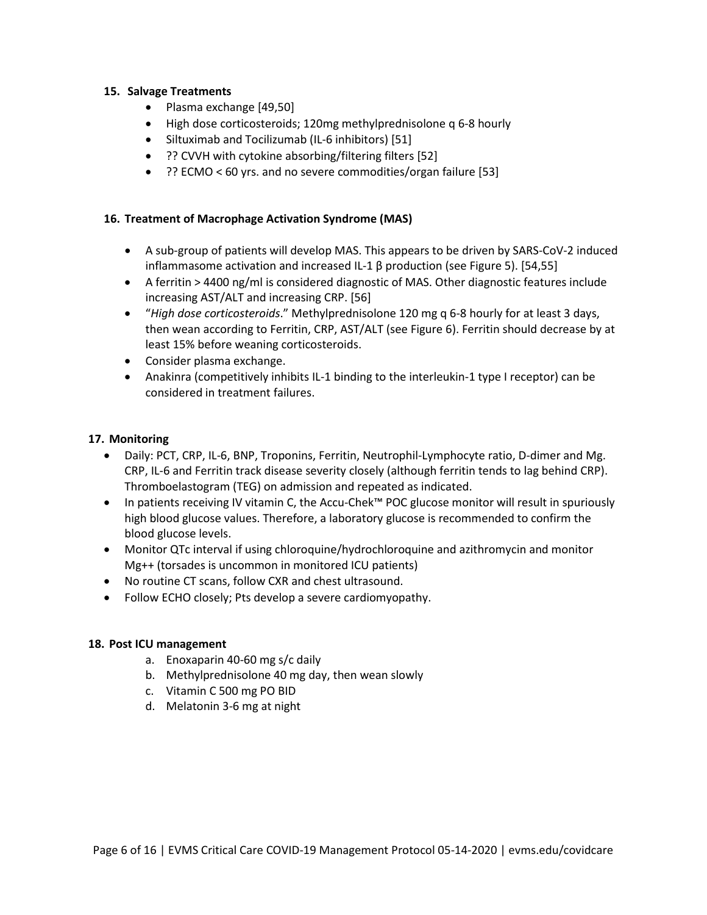### 15. Salvage Treatments

- Plasma exchange [49,50]
- High dose corticosteroids; 120mg methylprednisolone q 6-8 hourly
- Siltuximab and Tocilizumab (IL-6 inhibitors) [51]
- ?? CVVH with cytokine absorbing/filtering filters [52]
- ?? ECMO < 60 yrs. and no severe commodities/organ failure [53]

### 16. Treatment of Macrophage Activation Syndrome (MAS)

- A sub-group of patients will develop MAS. This appears to be driven by SARS-CoV-2 induced inflammasome activation and increased IL-1 β production (see Figure 5). [54,55]
- A ferritin > 4400 ng/ml is considered diagnostic of MAS. Other diagnostic features include increasing AST/ALT and increasing CRP. [56]
- "*High dose corticosteroids*." Methylprednisolone 120 mg q 6-8 hourly for at least 3 days, then wean according to Ferritin, CRP, AST/ALT (see Figure 6). Ferritin should decrease by at least 15% before weaning corticosteroids.
- Consider plasma exchange.
- Anakinra (competitively inhibits IL-1 binding to the interleukin-1 type I receptor) can be considered in treatment failures.

### 17. Monitoring

- Daily: PCT, CRP, IL-6, BNP, Troponins, Ferritin, Neutrophil-Lymphocyte ratio, D-dimer and Mg. CRP, IL-6 and Ferritin track disease severity closely (although ferritin tends to lag behind CRP). Thromboelastogram (TEG) on admission and repeated as indicated.
- In patients receiving IV vitamin C, the Accu-Chek™ POC glucose monitor will result in spuriously high blood glucose values. Therefore, a laboratory glucose is recommended to confirm the blood glucose levels.
- Monitor QTc interval if using chloroquine/hydrochloroquine and azithromycin and monitor $Mg^{++}$ (torsades is uncommon in monitored ICU patients)
- No routine CT scans, follow CXR and chest ultrasound.
- Follow ECHO closely; Pts develop a severe cardiomyopathy.

### 18. Post ICU management

a. Enoxaparin 40-60 mg s/c daily
b. Methylprednisolone 40 mg day, then wean slowly
c. Vitamin C 500 mg PO BID
d. Melatonin 3-6 mg at night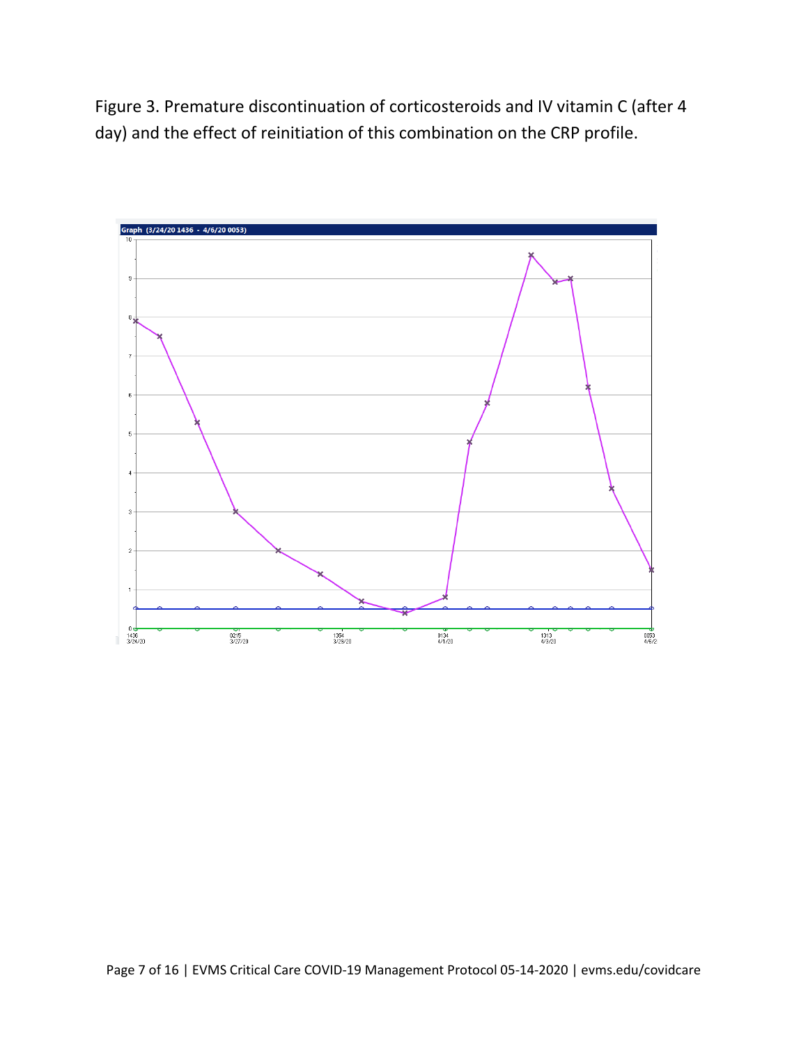Figure 3. Premature discontinuation of corticosteroids and IV vitamin C (after 4 day) and the effect of reinitiation of this combination on the CRP profile.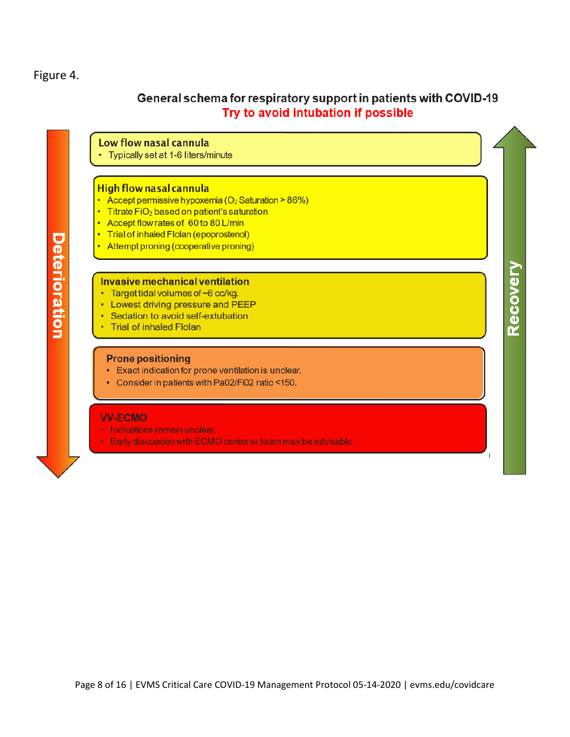Figure 4.

## General schema for respiratory support in patients with COVID-19

**Try to avoid intubation if possible**

Deterioration ↓ / Recovery ↑

### Low flow nasal cannula

- Typically set at 1-6 liters/minute

### High flow nasal cannula

- Accept permissive hypoxemia ($O_2$ Saturation > 86%)
- Titrate $FiO_2$ based on patient's saturation
- Accept flow rates of 60 to 80 L/min
- Trial of inhaled Flolan (epoprostenol)
- Attempt proning (cooperative proning)

### Invasive mechanical ventilation

- Target tidal volumes of ~6 cc/kg.
- Lowest driving pressure and PEEP
- Sedation to avoid self-extubation
- Trial of inhaled Flolan

### Prone positioning

- Exact indication for prone ventilation is unclear.
- Consider in patients with Pa02/Fi02 ratio <150.

### VV-ECMO

- Indications remain unclear.
- Early discussion with ECMO center or team may be advisable.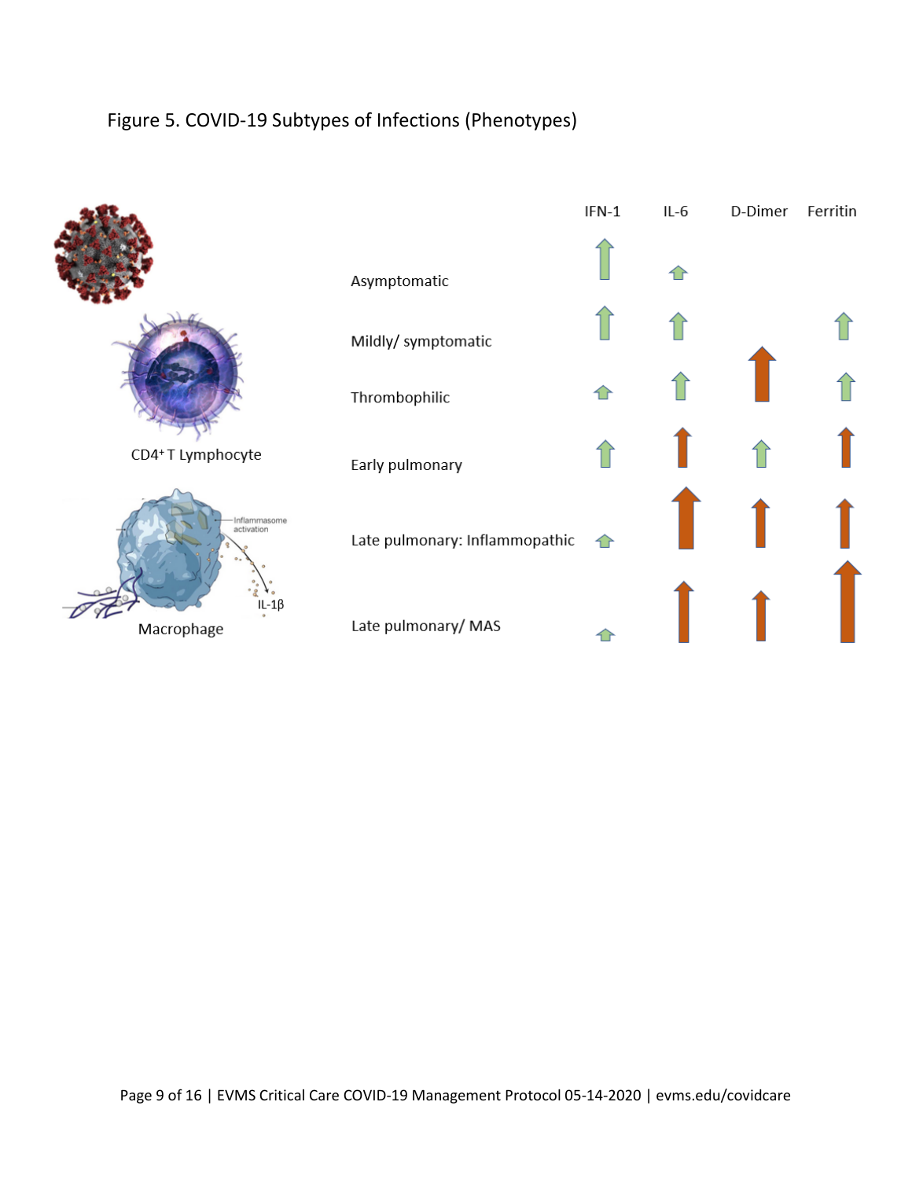Figure 5. COVID-19 Subtypes of Infections (Phenotypes)

| | IFN-1 | IL-6 | D-Dimer | Ferritin |
| --- | --- | --- | --- | --- |
| Asymptomatic | ↑ | ↑ | | |
| Mildly/ symptomatic | ↑ | ↑ | | ↑ |
| Thrombophilic | ↑ | ↑ | ↑ | ↑ |
| Early pulmonary | ↑ | ↑ | ↑ | ↑ |
| Late pulmonary: Inflammopathic | ↑ | ↑ | ↑ | ↑ |
| Late pulmonary/ MAS | ↑ | ↑ | ↑ | ↑ |

CD4+ T Lymphocyte

Macrophage

Inflammasome activation

IL-1β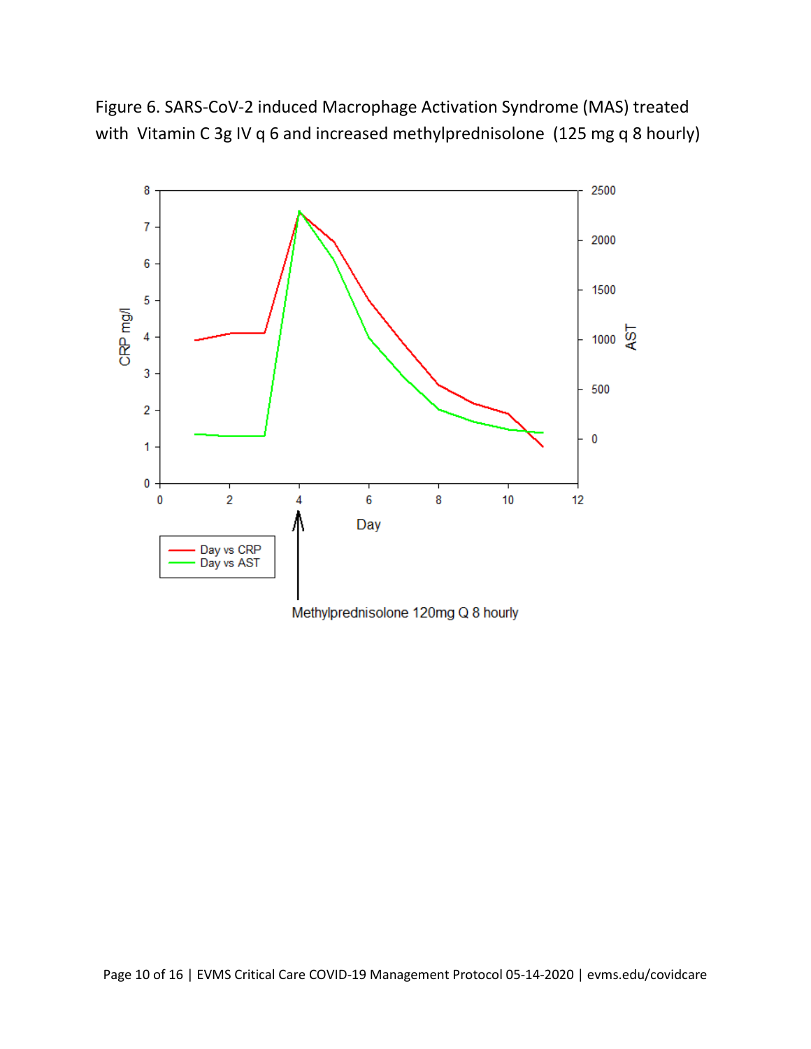Figure 6. SARS-CoV-2 induced Macrophage Activation Syndrome (MAS) treated with Vitamin C 3g IV q 6 and increased methylprednisolone (125 mg q 8 hourly)

Day vs CRP
Day vs AST

Methylprednisolone 120mg Q 8 hourly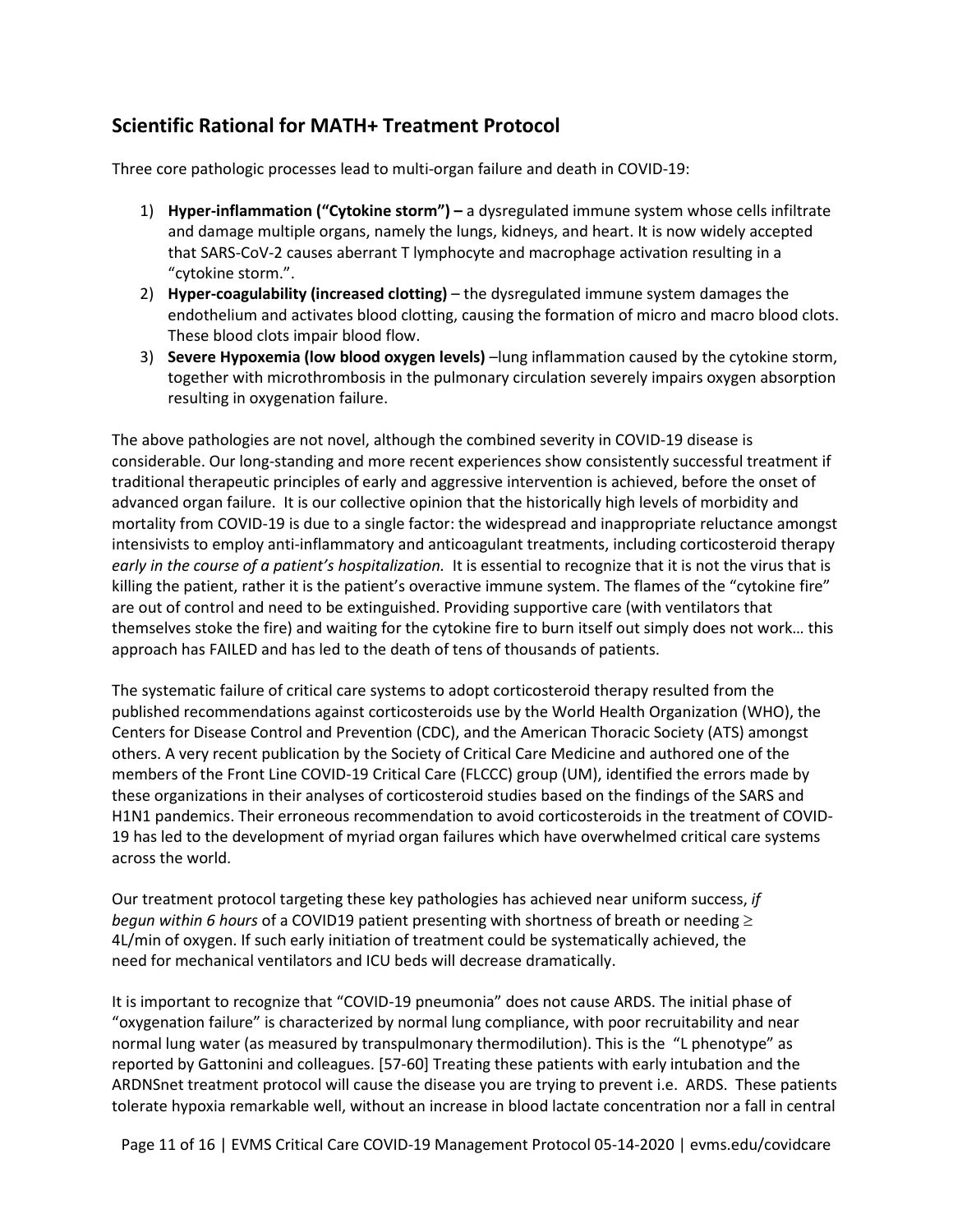## Scientific Rational for MATH+ Treatment Protocol

Three core pathologic processes lead to multi-organ failure and death in COVID-19:

1) **Hyper-inflammation ("Cytokine storm") –** a dysregulated immune system whose cells infiltrate and damage multiple organs, namely the lungs, kidneys, and heart. It is now widely accepted that SARS-CoV-2 causes aberrant T lymphocyte and macrophage activation resulting in a "cytokine storm.".
2) **Hyper-coagulability (increased clotting)** – the dysregulated immune system damages the endothelium and activates blood clotting, causing the formation of micro and macro blood clots. These blood clots impair blood flow.
3) **Severe Hypoxemia (low blood oxygen levels)** –lung inflammation caused by the cytokine storm, together with microthrombosis in the pulmonary circulation severely impairs oxygen absorption resulting in oxygenation failure.

The above pathologies are not novel, although the combined severity in COVID-19 disease is considerable. Our long-standing and more recent experiences show consistently successful treatment if traditional therapeutic principles of early and aggressive intervention is achieved, before the onset of advanced organ failure. It is our collective opinion that the historically high levels of morbidity and mortality from COVID-19 is due to a single factor: the widespread and inappropriate reluctance amongst intensivists to employ anti-inflammatory and anticoagulant treatments, including corticosteroid therapy *early in the course of a patient's hospitalization.* It is essential to recognize that it is not the virus that is killing the patient, rather it is the patient's overactive immune system. The flames of the "cytokine fire" are out of control and need to be extinguished. Providing supportive care (with ventilators that themselves stoke the fire) and waiting for the cytokine fire to burn itself out simply does not work… this approach has FAILED and has led to the death of tens of thousands of patients.

The systematic failure of critical care systems to adopt corticosteroid therapy resulted from the published recommendations against corticosteroids use by the World Health Organization (WHO), the Centers for Disease Control and Prevention (CDC), and the American Thoracic Society (ATS) amongst others. A very recent publication by the Society of Critical Care Medicine and authored one of the members of the Front Line COVID-19 Critical Care (FLCCC) group (UM), identified the errors made by these organizations in their analyses of corticosteroid studies based on the findings of the SARS and H1N1 pandemics. Their erroneous recommendation to avoid corticosteroids in the treatment of COVID-19 has led to the development of myriad organ failures which have overwhelmed critical care systems across the world.

Our treatment protocol targeting these key pathologies has achieved near uniform success, *if begun within 6 hours* of a COVID19 patient presenting with shortness of breath or needing $\geq$ 4L/min of oxygen. If such early initiation of treatment could be systematically achieved, the need for mechanical ventilators and ICU beds will decrease dramatically.

It is important to recognize that "COVID-19 pneumonia" does not cause ARDS. The initial phase of "oxygenation failure" is characterized by normal lung compliance, with poor recruitability and near normal lung water (as measured by transpulmonary thermodilution). This is the "L phenotype" as reported by Gattonini and colleagues. [57-60] Treating these patients with early intubation and the ARDNSnet treatment protocol will cause the disease you are trying to prevent i.e. ARDS. These patients tolerate hypoxia remarkable well, without an increase in blood lactate concentration nor a fall in central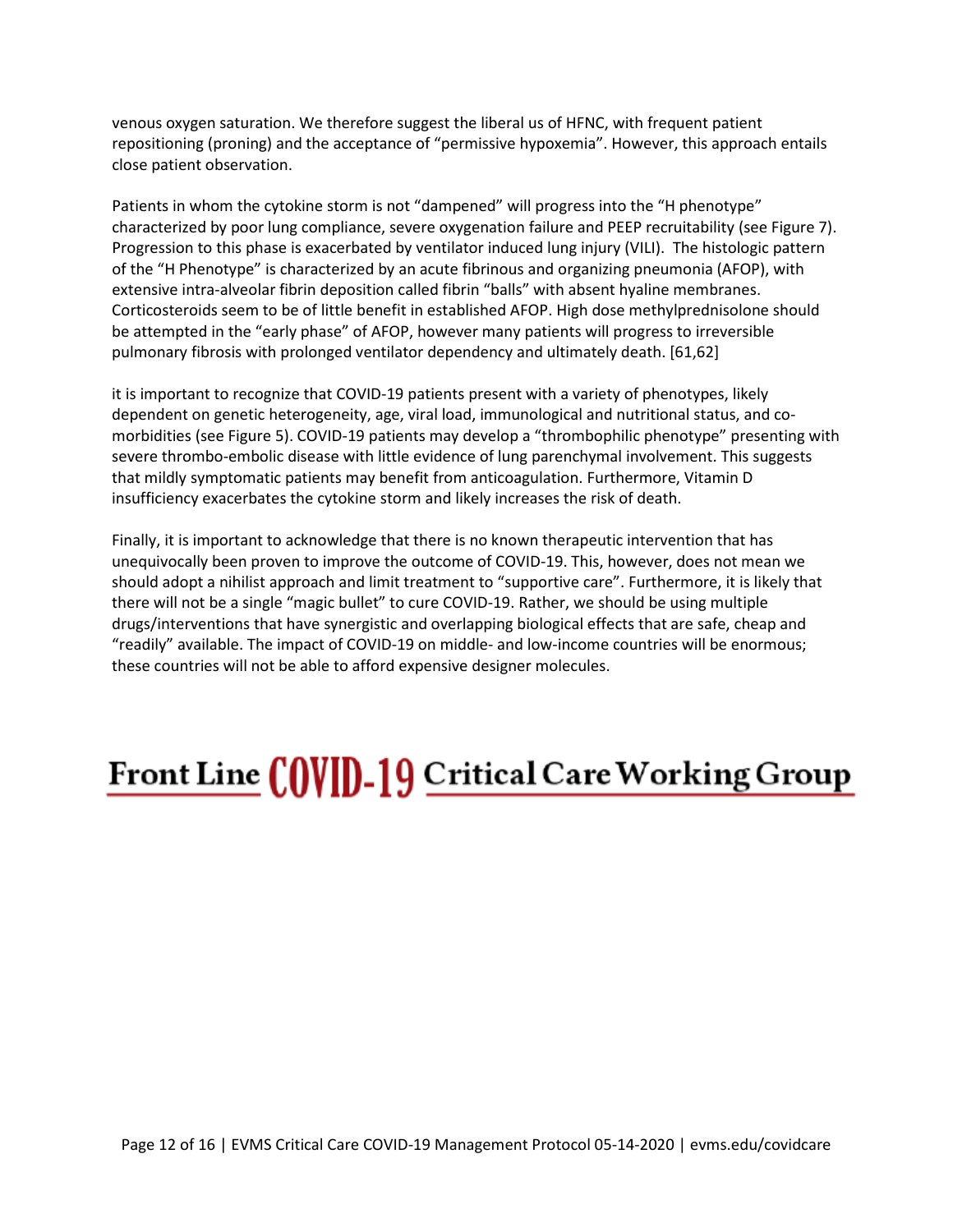venous oxygen saturation. We therefore suggest the liberal us of HFNC, with frequent patient repositioning (proning) and the acceptance of "permissive hypoxemia". However, this approach entails close patient observation.

Patients in whom the cytokine storm is not "dampened" will progress into the "H phenotype" characterized by poor lung compliance, severe oxygenation failure and PEEP recruitability (see Figure 7). Progression to this phase is exacerbated by ventilator induced lung injury (VILI). The histologic pattern of the "H Phenotype" is characterized by an acute fibrinous and organizing pneumonia (AFOP), with extensive intra-alveolar fibrin deposition called fibrin "balls" with absent hyaline membranes. Corticosteroids seem to be of little benefit in established AFOP. High dose methylprednisolone should be attempted in the "early phase" of AFOP, however many patients will progress to irreversible pulmonary fibrosis with prolonged ventilator dependency and ultimately death. [61,62]

it is important to recognize that COVID-19 patients present with a variety of phenotypes, likely dependent on genetic heterogeneity, age, viral load, immunological and nutritional status, and co-morbidities (see Figure 5). COVID-19 patients may develop a "thrombophilic phenotype" presenting with severe thrombo-embolic disease with little evidence of lung parenchymal involvement. This suggests that mildly symptomatic patients may benefit from anticoagulation. Furthermore, Vitamin D insufficiency exacerbates the cytokine storm and likely increases the risk of death.

Finally, it is important to acknowledge that there is no known therapeutic intervention that has unequivocally been proven to improve the outcome of COVID-19. This, however, does not mean we should adopt a nihilist approach and limit treatment to "supportive care". Furthermore, it is likely that there will not be a single "magic bullet" to cure COVID-19. Rather, we should be using multiple drugs/interventions that have synergistic and overlapping biological effects that are safe, cheap and "readily" available. The impact of COVID-19 on middle- and low-income countries will be enormous; these countries will not be able to afford expensive designer molecules.

**Front Line COVID-19 Critical Care Working Group**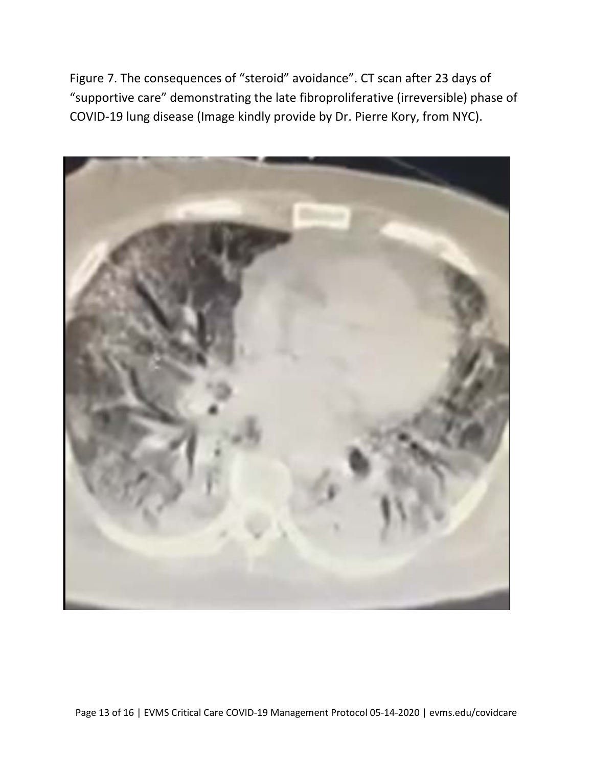Figure 7. The consequences of "steroid" avoidance". CT scan after 23 days of "supportive care" demonstrating the late fibroproliferative (irreversible) phase of COVID-19 lung disease (Image kindly provide by Dr. Pierre Kory, from NYC).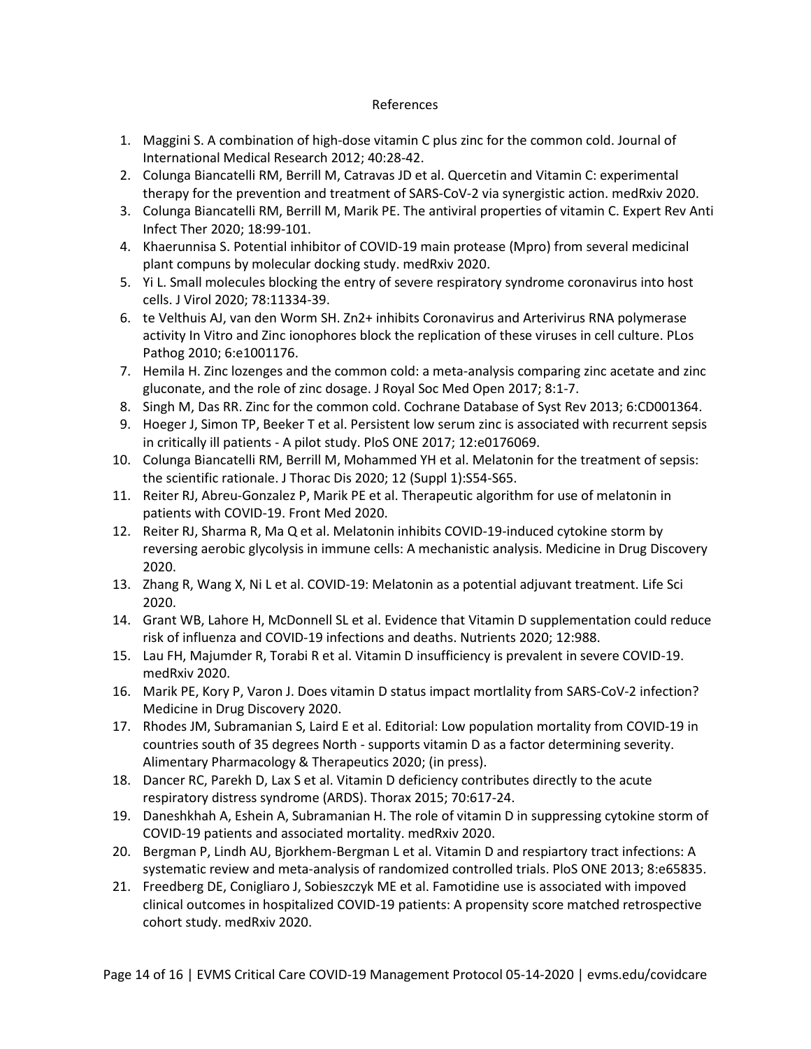# References

1. Maggini S. A combination of high-dose vitamin C plus zinc for the common cold. Journal of International Medical Research 2012; 40:28-42.
2. Colunga Biancatelli RM, Berrill M, Catravas JD et al. Quercetin and Vitamin C: experimental therapy for the prevention and treatment of SARS-CoV-2 via synergistic action. medRxiv 2020.
3. Colunga Biancatelli RM, Berrill M, Marik PE. The antiviral properties of vitamin C. Expert Rev Anti Infect Ther 2020; 18:99-101.
4. Khaerunnisa S. Potential inhibitor of COVID-19 main protease (Mpro) from several medicinal plant compuns by molecular docking study. medRxiv 2020.
5. Yi L. Small molecules blocking the entry of severe respiratory syndrome coronavirus into host cells. J Virol 2020; 78:11334-39.
6. te Velthuis AJ, van den Worm SH. Zn2+ inhibits Coronavirus and Arterivirus RNA polymerase activity In Vitro and Zinc ionophores block the replication of these viruses in cell culture. PLos Pathog 2010; 6:e1001176.
7. Hemila H. Zinc lozenges and the common cold: a meta-analysis comparing zinc acetate and zinc gluconate, and the role of zinc dosage. J Royal Soc Med Open 2017; 8:1-7.
8. Singh M, Das RR. Zinc for the common cold. Cochrane Database of Syst Rev 2013; 6:CD001364.
9. Hoeger J, Simon TP, Beeker T et al. Persistent low serum zinc is associated with recurrent sepsis in critically ill patients - A pilot study. PloS ONE 2017; 12:e0176069.
10. Colunga Biancatelli RM, Berrill M, Mohammed YH et al. Melatonin for the treatment of sepsis: the scientific rationale. J Thorac Dis 2020; 12 (Suppl 1):S54-S65.
11. Reiter RJ, Abreu-Gonzalez P, Marik PE et al. Therapeutic algorithm for use of melatonin in patients with COVID-19. Front Med 2020.
12. Reiter RJ, Sharma R, Ma Q et al. Melatonin inhibits COVID-19-induced cytokine storm by reversing aerobic glycolysis in immune cells: A mechanistic analysis. Medicine in Drug Discovery 2020.
13. Zhang R, Wang X, Ni L et al. COVID-19: Melatonin as a potential adjuvant treatment. Life Sci 2020.
14. Grant WB, Lahore H, McDonnell SL et al. Evidence that Vitamin D supplementation could reduce risk of influenza and COVID-19 infections and deaths. Nutrients 2020; 12:988.
15. Lau FH, Majumder R, Torabi R et al. Vitamin D insufficiency is prevalent in severe COVID-19. medRxiv 2020.
16. Marik PE, Kory P, Varon J. Does vitamin D status impact mortlality from SARS-CoV-2 infection? Medicine in Drug Discovery 2020.
17. Rhodes JM, Subramanian S, Laird E et al. Editorial: Low population mortality from COVID-19 in countries south of 35 degrees North - supports vitamin D as a factor determining severity. Alimentary Pharmacology & Therapeutics 2020; (in press).
18. Dancer RC, Parekh D, Lax S et al. Vitamin D deficiency contributes directly to the acute respiratory distress syndrome (ARDS). Thorax 2015; 70:617-24.
19. Daneshkhah A, Eshein A, Subramanian H. The role of vitamin D in suppressing cytokine storm of COVID-19 patients and associated mortality. medRxiv 2020.
20. Bergman P, Lindh AU, Bjorkhem-Bergman L et al. Vitamin D and respiartory tract infections: A systematic review and meta-analysis of randomized controlled trials. PloS ONE 2013; 8:e65835.
21. Freedberg DE, Conigliaro J, Sobieszczyk ME et al. Famotidine use is associated with impoved clinical outcomes in hospitalized COVID-19 patients: A propensity score matched retrospective cohort study. medRxiv 2020.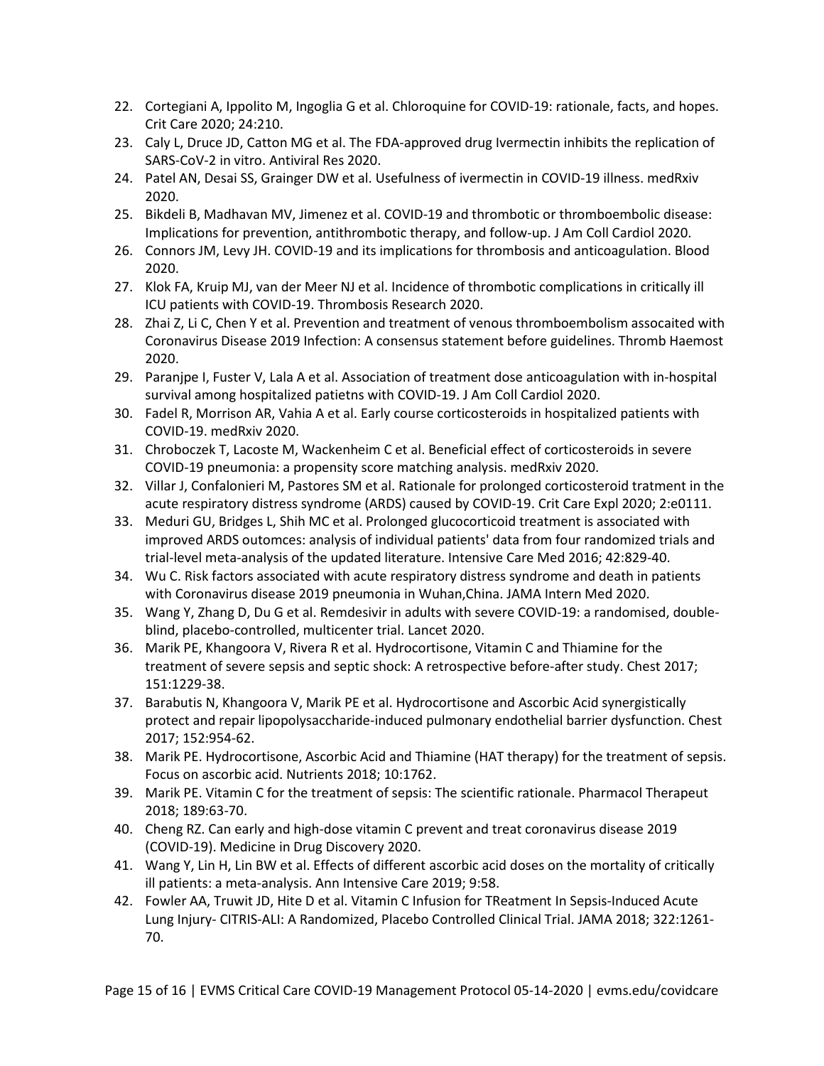22. Cortegiani A, Ippolito M, Ingoglia G et al. Chloroquine for COVID-19: rationale, facts, and hopes. Crit Care 2020; 24:210.
23. Caly L, Druce JD, Catton MG et al. The FDA-approved drug Ivermectin inhibits the replication of SARS-CoV-2 in vitro. Antiviral Res 2020.
24. Patel AN, Desai SS, Grainger DW et al. Usefulness of ivermectin in COVID-19 illness. medRxiv 2020.
25. Bikdeli B, Madhavan MV, Jimenez et al. COVID-19 and thrombotic or thromboembolic disease: Implications for prevention, antithrombotic therapy, and follow-up. J Am Coll Cardiol 2020.
26. Connors JM, Levy JH. COVID-19 and its implications for thrombosis and anticoagulation. Blood 2020.
27. Klok FA, Kruip MJ, van der Meer NJ et al. Incidence of thrombotic complications in critically ill ICU patients with COVID-19. Thrombosis Research 2020.
28. Zhai Z, Li C, Chen Y et al. Prevention and treatment of venous thromboembolism assocaited with Coronavirus Disease 2019 Infection: A consensus statement before guidelines. Thromb Haemost 2020.
29. Paranjpe I, Fuster V, Lala A et al. Association of treatment dose anticoagulation with in-hospital survival among hospitalized patietns with COVID-19. J Am Coll Cardiol 2020.
30. Fadel R, Morrison AR, Vahia A et al. Early course corticosteroids in hospitalized patients with COVID-19. medRxiv 2020.
31. Chroboczek T, Lacoste M, Wackenheim C et al. Beneficial effect of corticosteroids in severe COVID-19 pneumonia: a propensity score matching analysis. medRxiv 2020.
32. Villar J, Confalonieri M, Pastores SM et al. Rationale for prolonged corticosteroid tratment in the acute respiratory distress syndrome (ARDS) caused by COVID-19. Crit Care Expl 2020; 2:e0111.
33. Meduri GU, Bridges L, Shih MC et al. Prolonged glucocorticoid treatment is associated with improved ARDS outomces: analysis of individual patients' data from four randomized trials and trial-level meta-analysis of the updated literature. Intensive Care Med 2016; 42:829-40.
34. Wu C. Risk factors associated with acute respiratory distress syndrome and death in patients with Coronavirus disease 2019 pneumonia in Wuhan,China. JAMA Intern Med 2020.
35. Wang Y, Zhang D, Du G et al. Remdesivir in adults with severe COVID-19: a randomised, double-blind, placebo-controlled, multicenter trial. Lancet 2020.
36. Marik PE, Khangoora V, Rivera R et al. Hydrocortisone, Vitamin C and Thiamine for the treatment of severe sepsis and septic shock: A retrospective before-after study. Chest 2017; 151:1229-38.
37. Barabutis N, Khangoora V, Marik PE et al. Hydrocortisone and Ascorbic Acid synergistically protect and repair lipopolysaccharide-induced pulmonary endothelial barrier dysfunction. Chest 2017; 152:954-62.
38. Marik PE. Hydrocortisone, Ascorbic Acid and Thiamine (HAT therapy) for the treatment of sepsis. Focus on ascorbic acid. Nutrients 2018; 10:1762.
39. Marik PE. Vitamin C for the treatment of sepsis: The scientific rationale. Pharmacol Therapeut 2018; 189:63-70.
40. Cheng RZ. Can early and high-dose vitamin C prevent and treat coronavirus disease 2019 (COVID-19). Medicine in Drug Discovery 2020.
41. Wang Y, Lin H, Lin BW et al. Effects of different ascorbic acid doses on the mortality of critically ill patients: a meta-analysis. Ann Intensive Care 2019; 9:58.
42. Fowler AA, Truwit JD, Hite D et al. Vitamin C Infusion for TReatment In Sepsis-Induced Acute Lung Injury- CITRIS-ALI: A Randomized, Placebo Controlled Clinical Trial. JAMA 2018; 322:1261-70.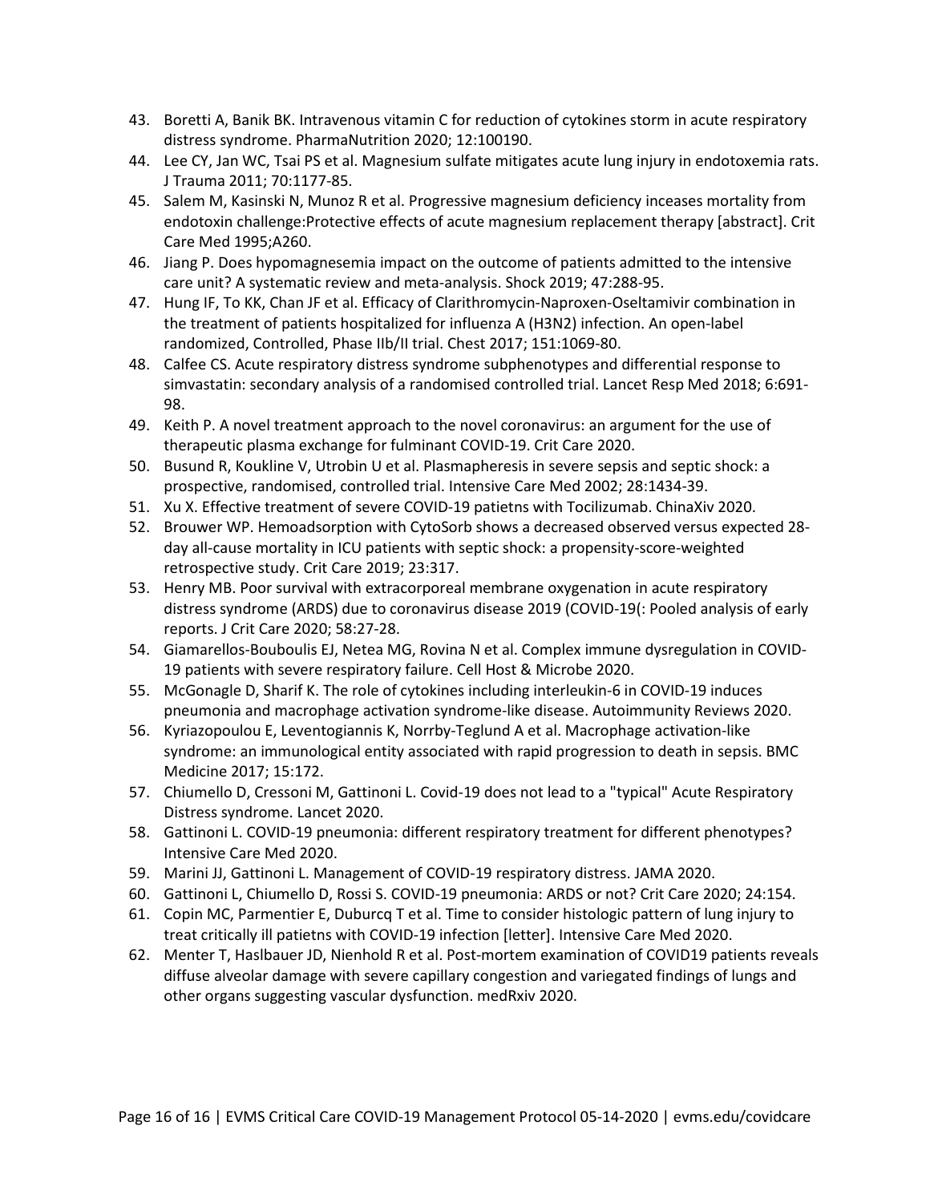43. Boretti A, Banik BK. Intravenous vitamin C for reduction of cytokines storm in acute respiratory distress syndrome. PharmaNutrition 2020; 12:100190.
44. Lee CY, Jan WC, Tsai PS et al. Magnesium sulfate mitigates acute lung injury in endotoxemia rats. J Trauma 2011; 70:1177-85.
45. Salem M, Kasinski N, Munoz R et al. Progressive magnesium deficiency inceases mortality from endotoxin challenge:Protective effects of acute magnesium replacement therapy [abstract]. Crit Care Med 1995;A260.
46. Jiang P. Does hypomagnesemia impact on the outcome of patients admitted to the intensive care unit? A systematic review and meta-analysis. Shock 2019; 47:288-95.
47. Hung IF, To KK, Chan JF et al. Efficacy of Clarithromycin-Naproxen-Oseltamivir combination in the treatment of patients hospitalized for influenza A (H3N2) infection. An open-label randomized, Controlled, Phase IIb/II trial. Chest 2017; 151:1069-80.
48. Calfee CS. Acute respiratory distress syndrome subphenotypes and differential response to simvastatin: secondary analysis of a randomised controlled trial. Lancet Resp Med 2018; 6:691-98.
49. Keith P. A novel treatment approach to the novel coronavirus: an argument for the use of therapeutic plasma exchange for fulminant COVID-19. Crit Care 2020.
50. Busund R, Koukline V, Utrobin U et al. Plasmapheresis in severe sepsis and septic shock: a prospective, randomised, controlled trial. Intensive Care Med 2002; 28:1434-39.
51. Xu X. Effective treatment of severe COVID-19 patietns with Tocilizumab. ChinaXiv 2020.
52. Brouwer WP. Hemoadsorption with CytoSorb shows a decreased observed versus expected 28-day all-cause mortality in ICU patients with septic shock: a propensity-score-weighted retrospective study. Crit Care 2019; 23:317.
53. Henry MB. Poor survival with extracorporeal membrane oxygenation in acute respiratory distress syndrome (ARDS) due to coronavirus disease 2019 (COVID-19(: Pooled analysis of early reports. J Crit Care 2020; 58:27-28.
54. Giamarellos-Bouboulis EJ, Netea MG, Rovina N et al. Complex immune dysregulation in COVID-19 patients with severe respiratory failure. Cell Host & Microbe 2020.
55. McGonagle D, Sharif K. The role of cytokines including interleukin-6 in COVID-19 induces pneumonia and macrophage activation syndrome-like disease. Autoimmunity Reviews 2020.
56. Kyriazopoulou E, Leventogiannis K, Norrby-Teglund A et al. Macrophage activation-like syndrome: an immunological entity associated with rapid progression to death in sepsis. BMC Medicine 2017; 15:172.
57. Chiumello D, Cressoni M, Gattinoni L. Covid-19 does not lead to a "typical" Acute Respiratory Distress syndrome. Lancet 2020.
58. Gattinoni L. COVID-19 pneumonia: different respiratory treatment for different phenotypes? Intensive Care Med 2020.
59. Marini JJ, Gattinoni L. Management of COVID-19 respiratory distress. JAMA 2020.
60. Gattinoni L, Chiumello D, Rossi S. COVID-19 pneumonia: ARDS or not? Crit Care 2020; 24:154.
61. Copin MC, Parmentier E, Duburcq T et al. Time to consider histologic pattern of lung injury to treat critically ill patietns with COVID-19 infection [letter]. Intensive Care Med 2020.
62. Menter T, Haslbauer JD, Nienhold R et al. Post-mortem examination of COVID19 patients reveals diffuse alveolar damage with severe capillary congestion and variegated findings of lungs and other organs suggesting vascular dysfunction. medRxiv 2020.